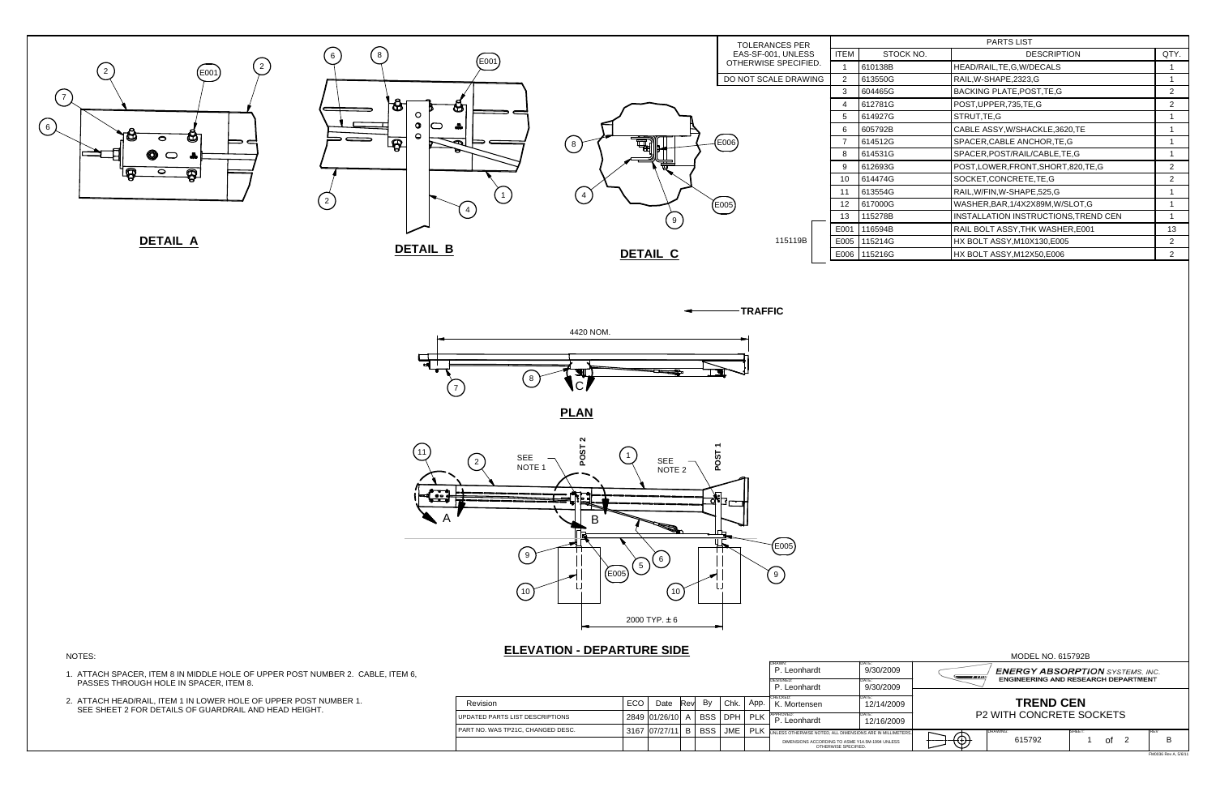TOLERANCES PER EAS-SF-001, UNLESS OTHERWISE SPECIFIED.

DO NOT SCALE DRAWING

| PARTS LIST | | | |
|---|---|---|---|
| ITEM | STOCK NO. | DESCRIPTION | QTY. |
| 1 | 610138B | HEAD/RAIL,TE,G,W/DECALS | 1 |
| 2 | 613550G | RAIL,W-SHAPE,2323,G | 1 |
| 3 | 604465G | BACKING PLATE,POST,TE,G | 2 |
| 4 | 612781G | POST,UPPER,735,TE,G | 2 |
| 5 | 614927G | STRUT,TE,G | 1 |
| 6 | 605792B | CABLE ASSY,W/SHACKLE,3620,TE | 1 |
| 7 | 614512G | SPACER,CABLE ANCHOR,TE,G | 1 |
| 8 | 614531G | SPACER,POST/RAIL/CABLE,TE,G | 1 |
| 9 | 612693G | POST,LOWER,FRONT,SHORT,820,TE,G | 2 |
| 10 | 614474G | SOCKET,CONCRETE,TE,G | 2 |
| 11 | 613554G | RAIL,W/FIN,W-SHAPE,525,G | 1 |
| 12 | 617000G | WASHER,BAR,1/4X2X89M,W/SLOT,G | 1 |
| 13 | 115278B | INSTALLATION INSTRUCTIONS,TREND CEN | 1 |
| E001 | 116594B | RAIL BOLT ASSY,THK WASHER,E001 | 13 |
| E005 | 115214G | HX BOLT ASSY,M10X130,E005 | 2 |
| E006 | 115216G | HX BOLT ASSY,M12X50,E006 | 2 |

115119B

**DETAIL A**

**DETAIL B**

**DETAIL C**

TRAFFIC

4420 NOM.

**PLAN**

SEE NOTE 1

SEE NOTE 2

POST 2

POST 1

2000 TYP. ± 6

**ELEVATION - DEPARTURE SIDE**

NOTES:

1. ATTACH SPACER, ITEM 8 IN MIDDLE HOLE OF UPPER POST NUMBER 2. CABLE, ITEM 6, PASSES THROUGH HOLE IN SPACER, ITEM 8.
2. ATTACH HEAD/RAIL, ITEM 1 IN LOWER HOLE OF UPPER POST NUMBER 1. SEE SHEET 2 FOR DETAILS OF GUARDRAIL AND HEAD HEIGHT.

| Revision | ECO | Date | Rev | By | Chk. | App. |
|---|---|---|---|---|---|---|
| UPDATED PARTS LIST DESCRIPTIONS | 2849 | 01/26/10 | A | BSS | DPH | PLK |
| PART NO. WAS TP21C, CHANGED DESC. | 3167 | 07/27/11 | B | BSS | JME | PLK |

| | | |
|---|---|---|
| DRAWN: P. Leonhardt | DATE: 9/30/2009 | |
| DESIGNED: P. Leonhardt | DATE: 9/30/2009 | |
| CHECKED: K. Mortensen | DATE: 12/14/2009 | |
| APPROVED: P. Leonhardt | DATE: 12/16/2009 | |

UNLESS OTHERWISE NOTED, ALL DIMENSIONS ARE IN MILLIMETERS. DIMENSIONS ACCORDING TO ASME Y14.5M-1994 UNLESS OTHERWISE SPECIFIED.

MODEL NO. 615792B

***ENERGY ABSORPTION** SYSTEMS, INC.*
**ENGINEERING AND RESEARCH DEPARTMENT**

**TREND CEN**
P2 WITH CONCRETE SOCKETS

DRAWING: 615792 | SHEET: 1 of 2 | REV: B

FM0036 Rev A, 5/5/11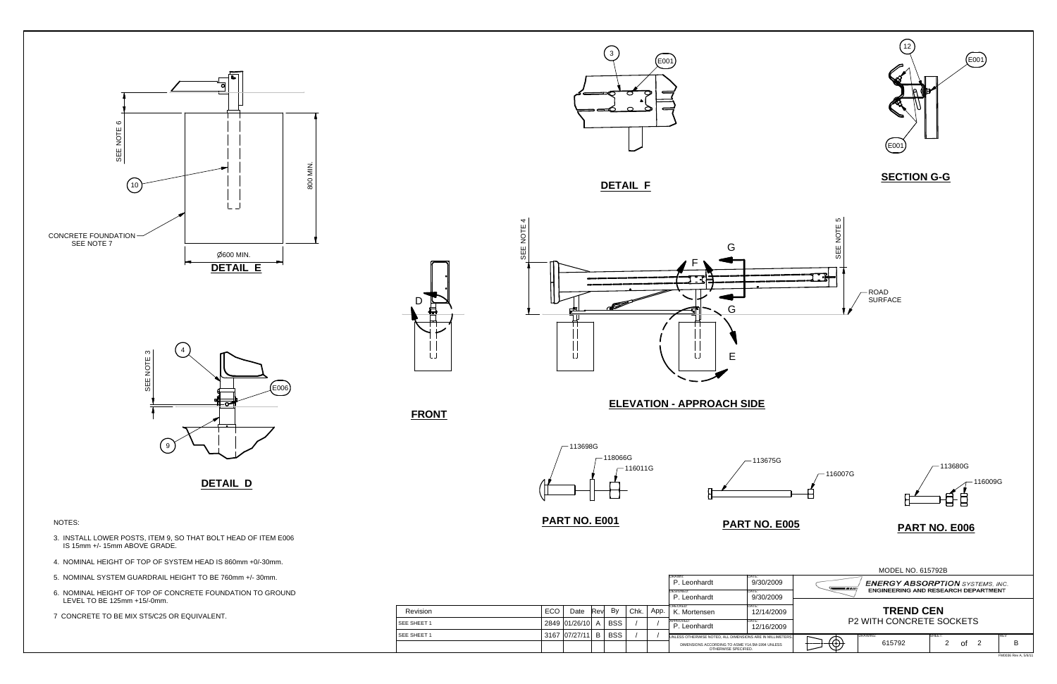SEE NOTE 6

10

CONCRETE FOUNDATION
SEE NOTE 7

800 MIN.

Ø600 MIN.

**DETAIL E**

SEE NOTE 3

4

E006

9

**DETAIL D**

3

E001

**DETAIL F**

12

E001

E001

**SECTION G-G**

D

**FRONT**

SEE NOTE 4

F

G

G

E

SEE NOTE 5

ROAD SURFACE

**ELEVATION - APPROACH SIDE**

113698G

118066G

116011G

**PART NO. E001**

113675G

116007G

**PART NO. E005**

113680G

116009G

**PART NO. E006**

NOTES:

3. INSTALL LOWER POSTS, ITEM 9, SO THAT BOLT HEAD OF ITEM E006 IS 15mm +/- 15mm ABOVE GRADE.

4. NOMINAL HEIGHT OF TOP OF SYSTEM HEAD IS 860mm +0/-30mm.

5. NOMINAL SYSTEM GUARDRAIL HEIGHT TO BE 760mm +/- 30mm.

6. NOMINAL HEIGHT OF TOP OF CONCRETE FOUNDATION TO GROUND LEVEL TO BE 125mm +15/-0mm.

7 CONCRETE TO BE MIX ST5/C25 OR EQUIVALENT.

| Revision | ECO | Date | Rev | By | Chk. | App. |
|---|---|---|---|---|---|---|
| SEE SHEET 1 | 2849 | 01/26/10 | A | BSS | / | / |
| SEE SHEET 1 | 3167 | 07/27/11 | B | BSS | / | / |

| | | |
|---|---|---|
| DRAWN: | P. Leonhardt | DATE: 9/30/2009 |
| DESIGNED: | P. Leonhardt | DATE: 9/30/2009 |
| CHECKED: | K. Mortensen | DATE: 12/14/2009 |
| APPROVED: | P. Leonhardt | DATE: 12/16/2009 |

UNLESS OTHERWISE NOTED, ALL DIMENSIONS ARE IN MILLIMETERS

DIMENSIONS ACCORDING TO ASME Y14.5M-1994 UNLESS OTHERWISE SPECIFIED.

MODEL NO. 615792B

***ENERGY ABSORPTION** SYSTEMS, INC.*
**ENGINEERING AND RESEARCH DEPARTMENT**

**TREND CEN**
P2 WITH CONCRETE SOCKETS

DRAWING: 615792 | SHEET: 2 of 2 | REV: B

FM0036 Rev A, 5/5/11